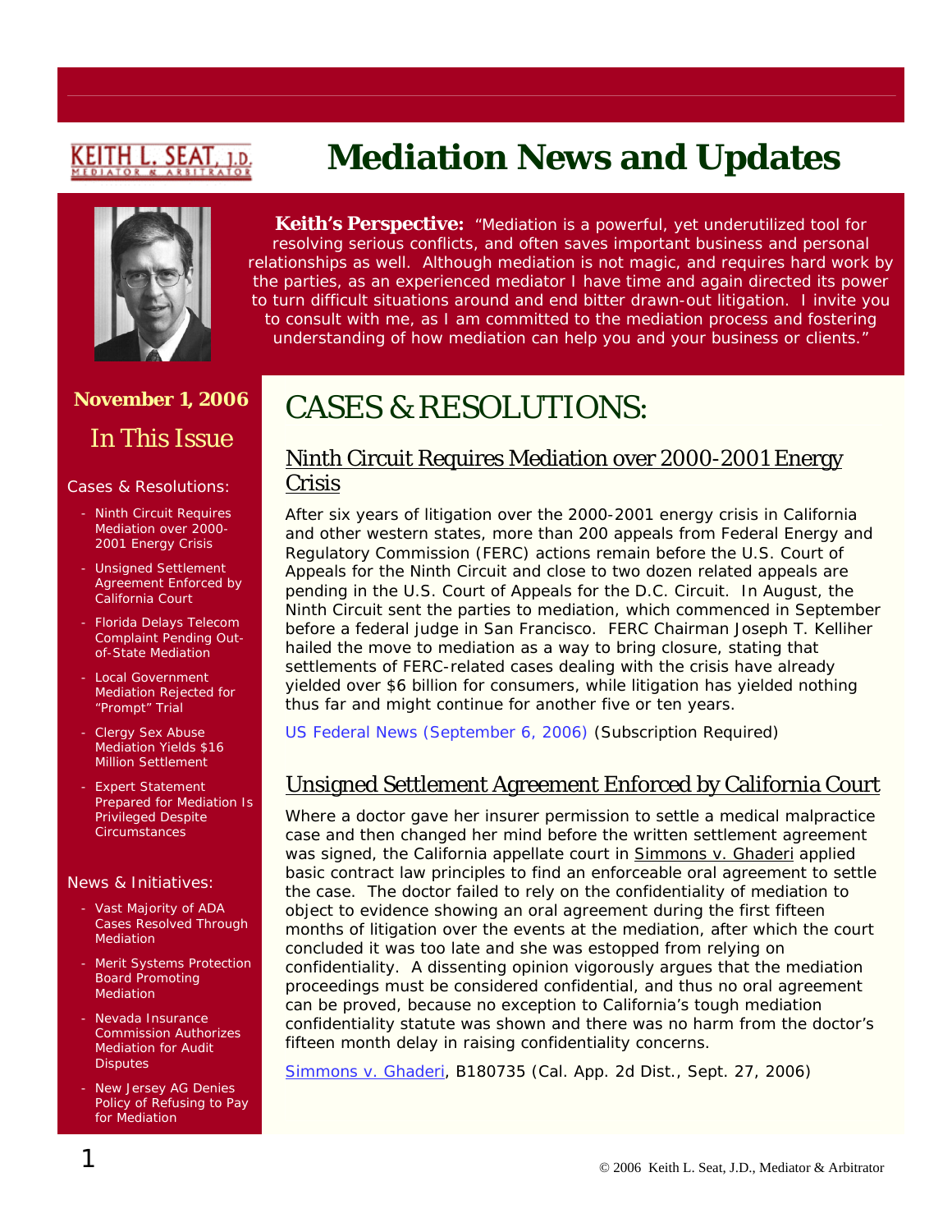KEITH L. SEAT, J.D.
MEDIATOR & ARBITRATOR

# Mediation News and Updates

**Keith's Perspective:** "Mediation is a powerful, yet underutilized tool for resolving serious conflicts, and often saves important business and personal relationships as well. Although mediation is not magic, and requires hard work by the parties, as an experienced mediator I have time and again directed its power to turn difficult situations around and end bitter drawn-out litigation. I invite you to consult with me, as I am committed to the mediation process and fostering understanding of how mediation can help you and your business or clients."

**November 1, 2006**

## In This Issue

Cases & Resolutions:

- Ninth Circuit Requires Mediation over 2000-2001 Energy Crisis
- Unsigned Settlement Agreement Enforced by California Court
- Florida Delays Telecom Complaint Pending Out-of-State Mediation
- Local Government Mediation Rejected for "Prompt" Trial
- Clergy Sex Abuse Mediation Yields $16 Million Settlement
- Expert Statement Prepared for Mediation Is Privileged Despite Circumstances

News & Initiatives:

- Vast Majority of ADA Cases Resolved Through Mediation
- Merit Systems Protection Board Promoting Mediation
- Nevada Insurance Commission Authorizes Mediation for Audit Disputes
- New Jersey AG Denies Policy of Refusing to Pay for Mediation

# CASES & RESOLUTIONS:

## Ninth Circuit Requires Mediation over 2000-2001 Energy Crisis

After six years of litigation over the 2000-2001 energy crisis in California and other western states, more than 200 appeals from Federal Energy and Regulatory Commission (FERC) actions remain before the U.S. Court of Appeals for the Ninth Circuit and close to two dozen related appeals are pending in the U.S. Court of Appeals for the D.C. Circuit. In August, the Ninth Circuit sent the parties to mediation, which commenced in September before a federal judge in San Francisco. FERC Chairman Joseph T. Kelliher hailed the move to mediation as a way to bring closure, stating that settlements of FERC-related cases dealing with the crisis have already yielded over $6 billion for consumers, while litigation has yielded nothing thus far and might continue for another five or ten years.

US Federal News (September 6, 2006) (Subscription Required)

## Unsigned Settlement Agreement Enforced by California Court

Where a doctor gave her insurer permission to settle a medical malpractice case and then changed her mind before the written settlement agreement was signed, the California appellate court in Simmons v. Ghaderi applied basic contract law principles to find an enforceable oral agreement to settle the case. The doctor failed to rely on the confidentiality of mediation to object to evidence showing an oral agreement during the first fifteen months of litigation over the events at the mediation, after which the court concluded it was too late and she was estopped from relying on confidentiality. A dissenting opinion vigorously argues that the mediation proceedings must be considered confidential, and thus no oral agreement can be proved, because no exception to California's tough mediation confidentiality statute was shown and there was no harm from the doctor's fifteen month delay in raising confidentiality concerns.

Simmons v. Ghaderi, B180735 (Cal. App. 2d Dist., Sept. 27, 2006)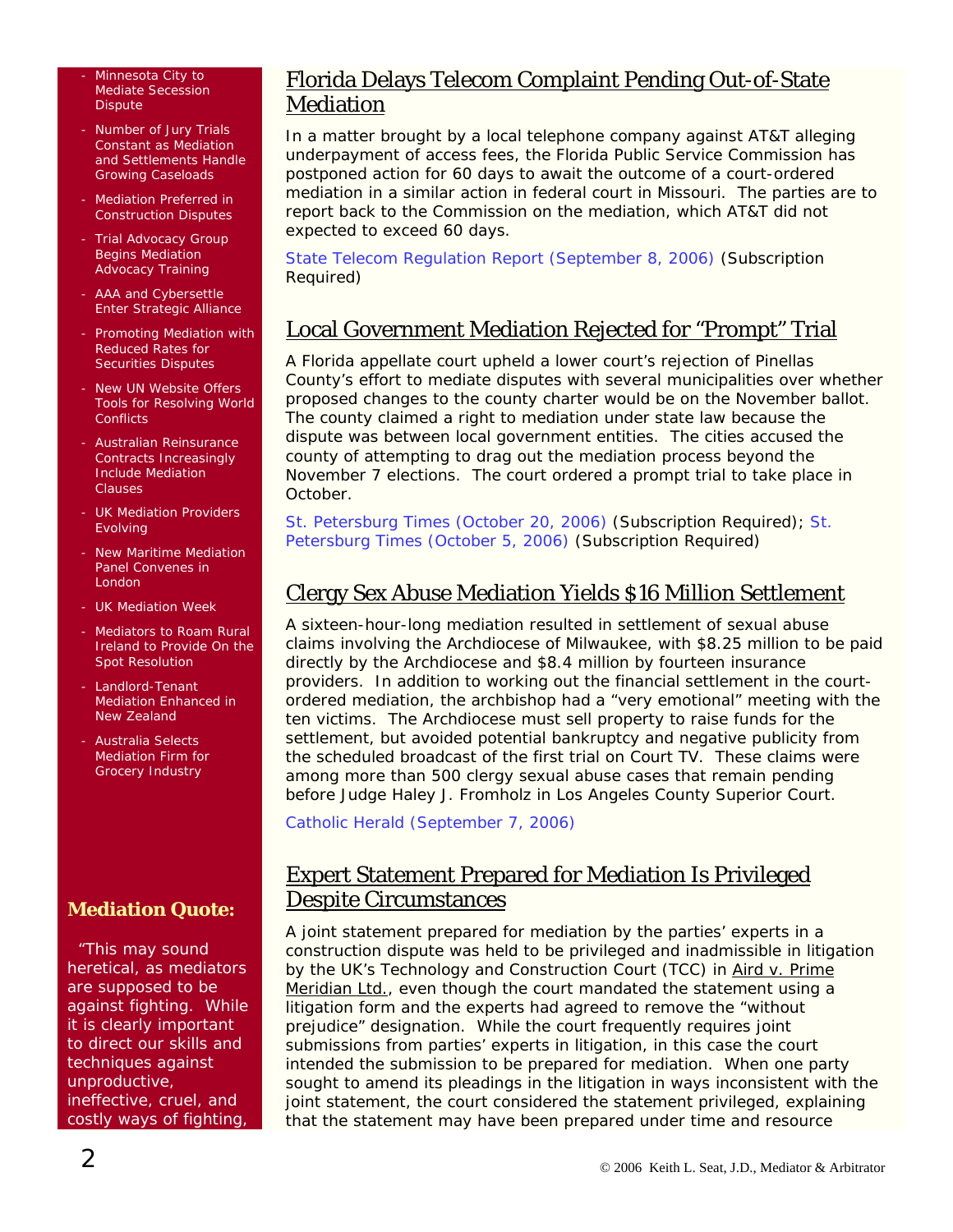- Minnesota City to Mediate Secession Dispute
- Number of Jury Trials Constant as Mediation and Settlements Handle Growing Caseloads
- Mediation Preferred in Construction Disputes
- Trial Advocacy Group Begins Mediation Advocacy Training
- AAA and Cybersettle Enter Strategic Alliance
- Promoting Mediation with Reduced Rates for Securities Disputes
- New UN Website Offers Tools for Resolving World Conflicts
- Australian Reinsurance Contracts Increasingly Include Mediation Clauses
- UK Mediation Providers Evolving
- New Maritime Mediation Panel Convenes in London
- UK Mediation Week
- Mediators to Roam Rural Ireland to Provide On the Spot Resolution
- Landlord-Tenant Mediation Enhanced in New Zealand
- Australia Selects Mediation Firm for Grocery Industry

**Mediation Quote:**

"This may sound heretical, as mediators are supposed to be against fighting. While it is clearly important to direct our skills and techniques against unproductive, ineffective, cruel, and costly ways of fighting,

## Florida Delays Telecom Complaint Pending Out-of-State Mediation

In a matter brought by a local telephone company against AT&T alleging underpayment of access fees, the Florida Public Service Commission has postponed action for 60 days to await the outcome of a court-ordered mediation in a similar action in federal court in Missouri. The parties are to report back to the Commission on the mediation, which AT&T did not expected to exceed 60 days.

State Telecom Regulation Report (September 8, 2006) (Subscription Required)

## Local Government Mediation Rejected for "Prompt" Trial

A Florida appellate court upheld a lower court's rejection of Pinellas County's effort to mediate disputes with several municipalities over whether proposed changes to the county charter would be on the November ballot. The county claimed a right to mediation under state law because the dispute was between local government entities. The cities accused the county of attempting to drag out the mediation process beyond the November 7 elections. The court ordered a prompt trial to take place in October.

St. Petersburg Times (October 20, 2006) (Subscription Required); St. Petersburg Times (October 5, 2006) (Subscription Required)

## Clergy Sex Abuse Mediation Yields $16 Million Settlement

A sixteen-hour-long mediation resulted in settlement of sexual abuse claims involving the Archdiocese of Milwaukee, with $8.25 million to be paid directly by the Archdiocese and $8.4 million by fourteen insurance providers. In addition to working out the financial settlement in the court-ordered mediation, the archbishop had a "very emotional" meeting with the ten victims. The Archdiocese must sell property to raise funds for the settlement, but avoided potential bankruptcy and negative publicity from the scheduled broadcast of the first trial on Court TV. These claims were among more than 500 clergy sexual abuse cases that remain pending before Judge Haley J. Fromholz in Los Angeles County Superior Court.

Catholic Herald (September 7, 2006)

## Expert Statement Prepared for Mediation Is Privileged Despite Circumstances

A joint statement prepared for mediation by the parties' experts in a construction dispute was held to be privileged and inadmissible in litigation by the UK's Technology and Construction Court (TCC) in Aird v. Prime Meridian Ltd., even though the court mandated the statement using a litigation form and the experts had agreed to remove the "without prejudice" designation. While the court frequently requires joint submissions from parties' experts in litigation, in this case the court intended the submission to be prepared for mediation. When one party sought to amend its pleadings in the litigation in ways inconsistent with the joint statement, the court considered the statement privileged, explaining that the statement may have been prepared under time and resource

© 2006 Keith L. Seat, J.D., Mediator & Arbitrator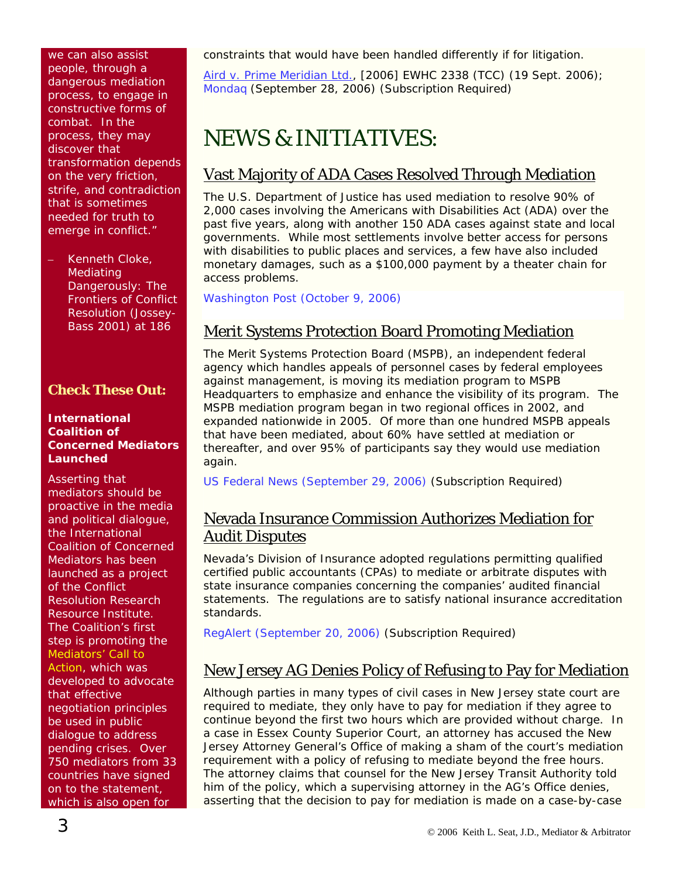we can also assist people, through a dangerous mediation process, to engage in constructive forms of combat. In the process, they may discover that transformation depends on the very friction, strife, and contradiction that is sometimes needed for truth to emerge in conflict."

– Kenneth Cloke, Mediating Dangerously: The Frontiers of Conflict Resolution (Jossey-Bass 2001) at 186

### Check These Out:

**International Coalition of Concerned Mediators Launched**

Asserting that mediators should be proactive in the media and political dialogue, the International Coalition of Concerned Mediators has been launched as a project of the Conflict Resolution Research Resource Institute. The Coalition's first step is promoting the Mediators' Call to Action, which was developed to advocate that effective negotiation principles be used in public dialogue to address pending crises. Over 750 mediators from 33 countries have signed on to the statement, which is also open for

constraints that would have been handled differently if for litigation.

Aird v. Prime Meridian Ltd., [2006] EWHC 2338 (TCC) (19 Sept. 2006); Mondaq (September 28, 2006) (Subscription Required)

# NEWS & INITIATIVES:

## Vast Majority of ADA Cases Resolved Through Mediation

The U.S. Department of Justice has used mediation to resolve 90% of 2,000 cases involving the Americans with Disabilities Act (ADA) over the past five years, along with another 150 ADA cases against state and local governments. While most settlements involve better access for persons with disabilities to public places and services, a few have also included monetary damages, such as a $100,000 payment by a theater chain for access problems.

Washington Post (October 9, 2006)

## Merit Systems Protection Board Promoting Mediation

The Merit Systems Protection Board (MSPB), an independent federal agency which handles appeals of personnel cases by federal employees against management, is moving its mediation program to MSPB Headquarters to emphasize and enhance the visibility of its program. The MSPB mediation program began in two regional offices in 2002, and expanded nationwide in 2005. Of more than one hundred MSPB appeals that have been mediated, about 60% have settled at mediation or thereafter, and over 95% of participants say they would use mediation again.

US Federal News (September 29, 2006) (Subscription Required)

## Nevada Insurance Commission Authorizes Mediation for Audit Disputes

Nevada's Division of Insurance adopted regulations permitting qualified certified public accountants (CPAs) to mediate or arbitrate disputes with state insurance companies concerning the companies' audited financial statements. The regulations are to satisfy national insurance accreditation standards.

RegAlert (September 20, 2006) (Subscription Required)

## New Jersey AG Denies Policy of Refusing to Pay for Mediation

Although parties in many types of civil cases in New Jersey state court are required to mediate, they only have to pay for mediation if they agree to continue beyond the first two hours which are provided without charge. In a case in Essex County Superior Court, an attorney has accused the New Jersey Attorney General's Office of making a sham of the court's mediation requirement with a policy of refusing to mediate beyond the free hours. The attorney claims that counsel for the New Jersey Transit Authority told him of the policy, which a supervising attorney in the AG's Office denies, asserting that the decision to pay for mediation is made on a case-by-case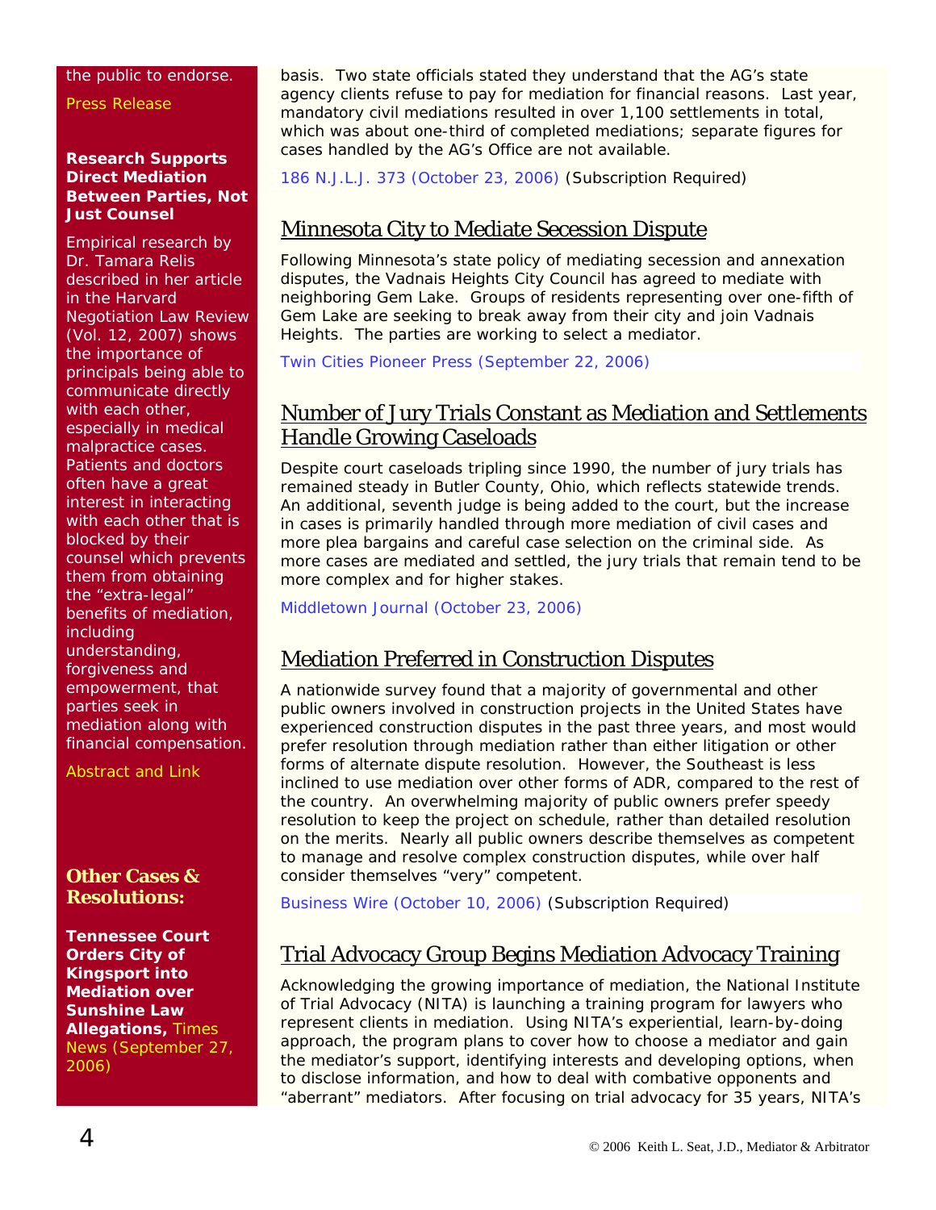the public to endorse.

Press Release

**Research Supports Direct Mediation Between Parties, Not Just Counsel**

Empirical research by Dr. Tamara Relis described in her article in the Harvard Negotiation Law Review (Vol. 12, 2007) shows the importance of principals being able to communicate directly with each other, especially in medical malpractice cases. Patients and doctors often have a great interest in interacting with each other that is blocked by their counsel which prevents them from obtaining the "extra-legal" benefits of mediation, including understanding, forgiveness and empowerment, that parties seek in mediation along with financial compensation.

Abstract and Link

## Other Cases & Resolutions:

**Tennessee Court Orders City of Kingsport into Mediation over Sunshine Law Allegations,** Times News (September 27, 2006)

basis. Two state officials stated they understand that the AG's state agency clients refuse to pay for mediation for financial reasons. Last year, mandatory civil mediations resulted in over 1,100 settlements in total, which was about one-third of completed mediations; separate figures for cases handled by the AG's Office are not available.

186 N.J.L.J. 373 (October 23, 2006) (Subscription Required)

## Minnesota City to Mediate Secession Dispute

Following Minnesota's state policy of mediating secession and annexation disputes, the Vadnais Heights City Council has agreed to mediate with neighboring Gem Lake. Groups of residents representing over one-fifth of Gem Lake are seeking to break away from their city and join Vadnais Heights. The parties are working to select a mediator.

Twin Cities Pioneer Press (September 22, 2006)

## Number of Jury Trials Constant as Mediation and Settlements Handle Growing Caseloads

Despite court caseloads tripling since 1990, the number of jury trials has remained steady in Butler County, Ohio, which reflects statewide trends. An additional, seventh judge is being added to the court, but the increase in cases is primarily handled through more mediation of civil cases and more plea bargains and careful case selection on the criminal side. As more cases are mediated and settled, the jury trials that remain tend to be more complex and for higher stakes.

Middletown Journal (October 23, 2006)

## Mediation Preferred in Construction Disputes

A nationwide survey found that a majority of governmental and other public owners involved in construction projects in the United States have experienced construction disputes in the past three years, and most would prefer resolution through mediation rather than either litigation or other forms of alternate dispute resolution. However, the Southeast is less inclined to use mediation over other forms of ADR, compared to the rest of the country. An overwhelming majority of public owners prefer speedy resolution to keep the project on schedule, rather than detailed resolution on the merits. Nearly all public owners describe themselves as competent to manage and resolve complex construction disputes, while over half consider themselves "very" competent.

Business Wire (October 10, 2006) (Subscription Required)

## Trial Advocacy Group Begins Mediation Advocacy Training

Acknowledging the growing importance of mediation, the National Institute of Trial Advocacy (NITA) is launching a training program for lawyers who represent clients in mediation. Using NITA's experiential, learn-by-doing approach, the program plans to cover how to choose a mediator and gain the mediator's support, identifying interests and developing options, when to disclose information, and how to deal with combative opponents and "aberrant" mediators. After focusing on trial advocacy for 35 years, NITA's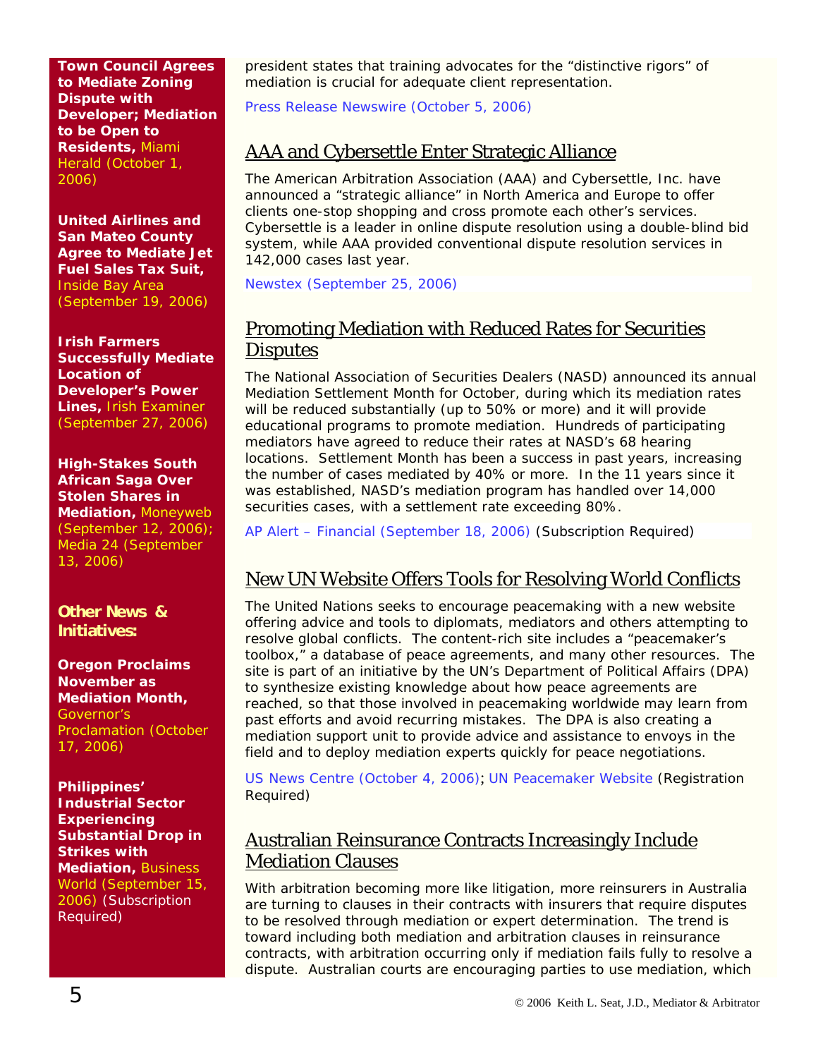**Town Council Agrees to Mediate Zoning Dispute with Developer; Mediation to be Open to Residents,** Miami Herald (October 1, 2006)

**United Airlines and San Mateo County Agree to Mediate Jet Fuel Sales Tax Suit,** Inside Bay Area (September 19, 2006)

**Irish Farmers Successfully Mediate Location of Developer's Power Lines,** Irish Examiner (September 27, 2006)

**High-Stakes South African Saga Over Stolen Shares in Mediation,** Moneyweb (September 12, 2006); Media 24 (September 13, 2006)

### Other News & Initiatives:

**Oregon Proclaims November as Mediation Month,** Governor's Proclamation (October 17, 2006)

**Philippines' Industrial Sector Experiencing Substantial Drop in Strikes with Mediation,** Business World (September 15, 2006) (Subscription Required)

president states that training advocates for the "distinctive rigors" of mediation is crucial for adequate client representation.

Press Release Newswire (October 5, 2006)

## AAA and Cybersettle Enter Strategic Alliance

The American Arbitration Association (AAA) and Cybersettle, Inc. have announced a "strategic alliance" in North America and Europe to offer clients one-stop shopping and cross promote each other's services. Cybersettle is a leader in online dispute resolution using a double-blind bid system, while AAA provided conventional dispute resolution services in 142,000 cases last year.

Newstex (September 25, 2006)

## Promoting Mediation with Reduced Rates for Securities Disputes

The National Association of Securities Dealers (NASD) announced its annual Mediation Settlement Month for October, during which its mediation rates will be reduced substantially (up to 50% or more) and it will provide educational programs to promote mediation. Hundreds of participating mediators have agreed to reduce their rates at NASD's 68 hearing locations. Settlement Month has been a success in past years, increasing the number of cases mediated by 40% or more. In the 11 years since it was established, NASD's mediation program has handled over 14,000 securities cases, with a settlement rate exceeding 80%.

AP Alert – Financial (September 18, 2006) (Subscription Required)

## New UN Website Offers Tools for Resolving World Conflicts

The United Nations seeks to encourage peacemaking with a new website offering advice and tools to diplomats, mediators and others attempting to resolve global conflicts. The content-rich site includes a "peacemaker's toolbox," a database of peace agreements, and many other resources. The site is part of an initiative by the UN's Department of Political Affairs (DPA) to synthesize existing knowledge about how peace agreements are reached, so that those involved in peacemaking worldwide may learn from past efforts and avoid recurring mistakes. The DPA is also creating a mediation support unit to provide advice and assistance to envoys in the field and to deploy mediation experts quickly for peace negotiations.

US News Centre (October 4, 2006); UN Peacemaker Website (Registration Required)

## Australian Reinsurance Contracts Increasingly Include Mediation Clauses

With arbitration becoming more like litigation, more reinsurers in Australia are turning to clauses in their contracts with insurers that require disputes to be resolved through mediation or expert determination. The trend is toward including both mediation and arbitration clauses in reinsurance contracts, with arbitration occurring only if mediation fails fully to resolve a dispute. Australian courts are encouraging parties to use mediation, which

© 2006 Keith L. Seat, J.D., Mediator & Arbitrator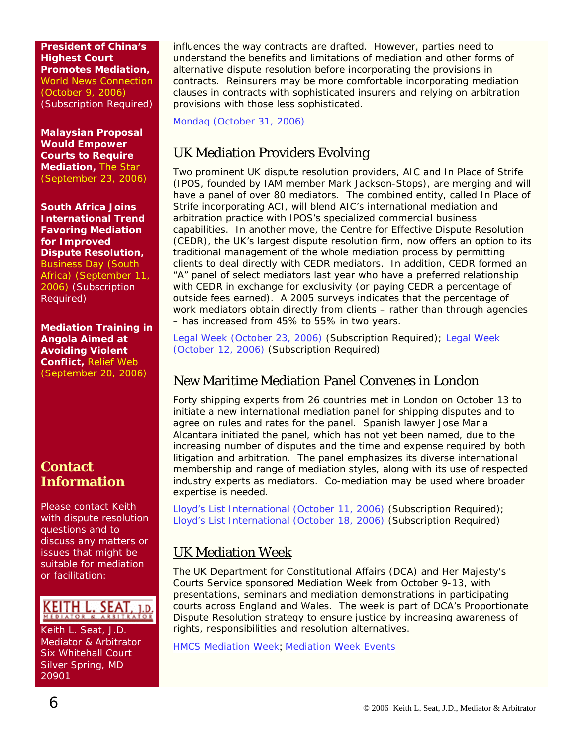**President of China's Highest Court Promotes Mediation,** World News Connection (October 9, 2006) (Subscription Required)

**Malaysian Proposal Would Empower Courts to Require Mediation,** The Star (September 23, 2006)

**South Africa Joins International Trend Favoring Mediation for Improved Dispute Resolution,** Business Day (South Africa) (September 11, 2006) (Subscription Required)

**Mediation Training in Angola Aimed at Avoiding Violent Conflict,** Relief Web (September 20, 2006)

## Contact Information

Please contact Keith with dispute resolution questions and to discuss any matters or issues that might be suitable for mediation or facilitation:

KEITH L. SEAT, J.D.
MEDIATOR & ARBITRATOR

Keith L. Seat, J.D.
Mediator & Arbitrator
Six Whitehall Court
Silver Spring, MD
20901

influences the way contracts are drafted. However, parties need to understand the benefits and limitations of mediation and other forms of alternative dispute resolution before incorporating the provisions in contracts. Reinsurers may be more comfortable incorporating mediation clauses in contracts with sophisticated insurers and relying on arbitration provisions with those less sophisticated.

Mondaq (October 31, 2006)

## UK Mediation Providers Evolving

Two prominent UK dispute resolution providers, AIC and In Place of Strife (IPOS, founded by IAM member Mark Jackson-Stops), are merging and will have a panel of over 80 mediators. The combined entity, called In Place of Strife incorporating ACI, will blend AIC's international mediation and arbitration practice with IPOS's specialized commercial business capabilities. In another move, the Centre for Effective Dispute Resolution (CEDR), the UK's largest dispute resolution firm, now offers an option to its traditional management of the whole mediation process by permitting clients to deal directly with CEDR mediators. In addition, CEDR formed an "A" panel of select mediators last year who have a preferred relationship with CEDR in exchange for exclusivity (or paying CEDR a percentage of outside fees earned). A 2005 surveys indicates that the percentage of work mediators obtain directly from clients – rather than through agencies – has increased from 45% to 55% in two years.

Legal Week (October 23, 2006) (Subscription Required); Legal Week (October 12, 2006) (Subscription Required)

## New Maritime Mediation Panel Convenes in London

Forty shipping experts from 26 countries met in London on October 13 to initiate a new international mediation panel for shipping disputes and to agree on rules and rates for the panel. Spanish lawyer Jose Maria Alcantara initiated the panel, which has not yet been named, due to the increasing number of disputes and the time and expense required by both litigation and arbitration. The panel emphasizes its diverse international membership and range of mediation styles, along with its use of respected industry experts as mediators. Co-mediation may be used where broader expertise is needed.

Lloyd's List International (October 11, 2006) (Subscription Required); Lloyd's List International (October 18, 2006) (Subscription Required)

## UK Mediation Week

The UK Department for Constitutional Affairs (DCA) and Her Majesty's Courts Service sponsored Mediation Week from October 9-13, with presentations, seminars and mediation demonstrations in participating courts across England and Wales. The week is part of DCA's Proportionate Dispute Resolution strategy to ensure justice by increasing awareness of rights, responsibilities and resolution alternatives.

HMCS Mediation Week; Mediation Week Events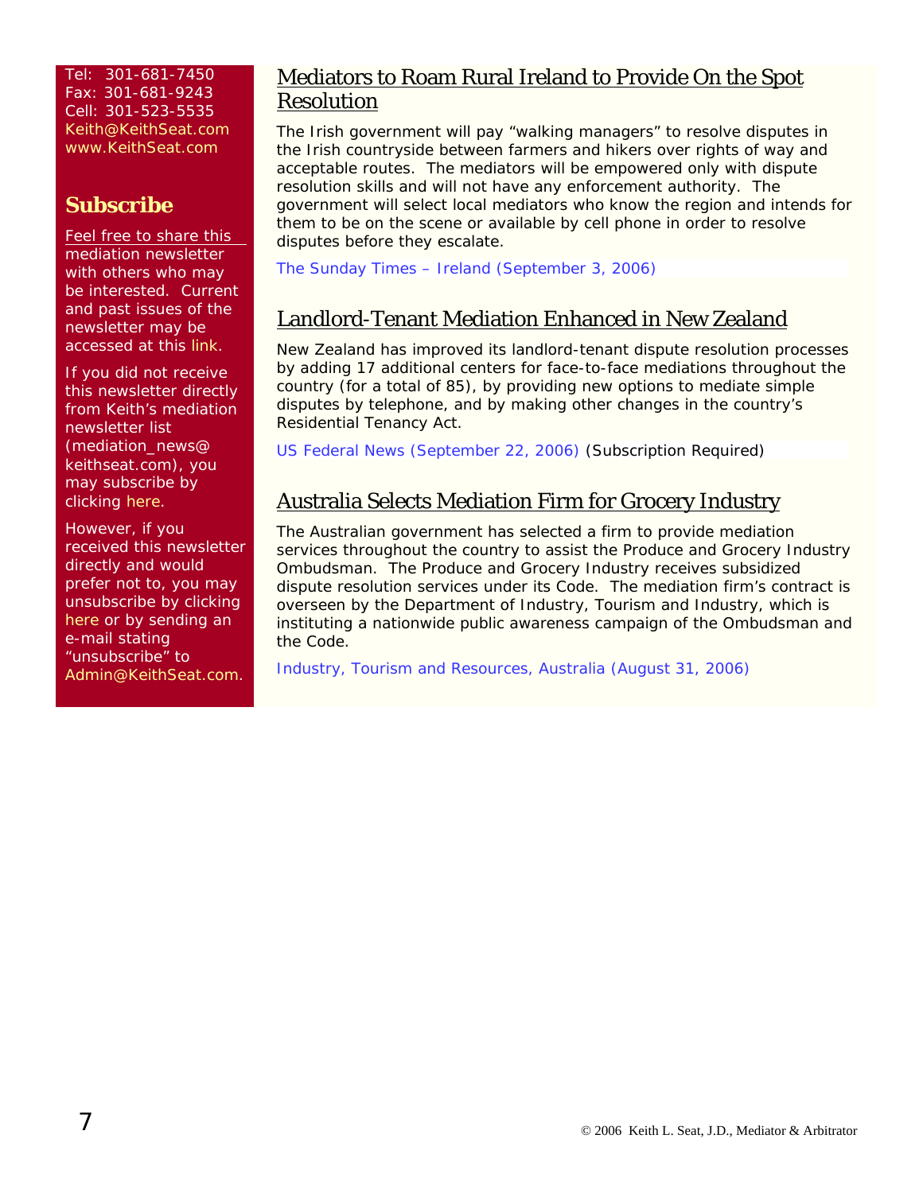Tel: 301-681-7450
Fax: 301-681-9243
Cell: 301-523-5535
Keith@KeithSeat.com
www.KeithSeat.com

## Subscribe

Feel free to share this mediation newsletter with others who may be interested. Current and past issues of the newsletter may be accessed at this link.

If you did not receive this newsletter directly from Keith's mediation newsletter list (mediation_news@keithseat.com), you may subscribe by clicking here.

However, if you received this newsletter directly and would prefer not to, you may unsubscribe by clicking here or by sending an e-mail stating "unsubscribe" to Admin@KeithSeat.com.

## Mediators to Roam Rural Ireland to Provide On the Spot Resolution

The Irish government will pay "walking managers" to resolve disputes in the Irish countryside between farmers and hikers over rights of way and acceptable routes. The mediators will be empowered only with dispute resolution skills and will not have any enforcement authority. The government will select local mediators who know the region and intends for them to be on the scene or available by cell phone in order to resolve disputes before they escalate.

The Sunday Times – Ireland (September 3, 2006)

## Landlord-Tenant Mediation Enhanced in New Zealand

New Zealand has improved its landlord-tenant dispute resolution processes by adding 17 additional centers for face-to-face mediations throughout the country (for a total of 85), by providing new options to mediate simple disputes by telephone, and by making other changes in the country's Residential Tenancy Act.

US Federal News (September 22, 2006) (Subscription Required)

## Australia Selects Mediation Firm for Grocery Industry

The Australian government has selected a firm to provide mediation services throughout the country to assist the Produce and Grocery Industry Ombudsman. The Produce and Grocery Industry receives subsidized dispute resolution services under its Code. The mediation firm's contract is overseen by the Department of Industry, Tourism and Industry, which is instituting a nationwide public awareness campaign of the Ombudsman and the Code.

Industry, Tourism and Resources, Australia (August 31, 2006)

© 2006 Keith L. Seat, J.D., Mediator & Arbitrator